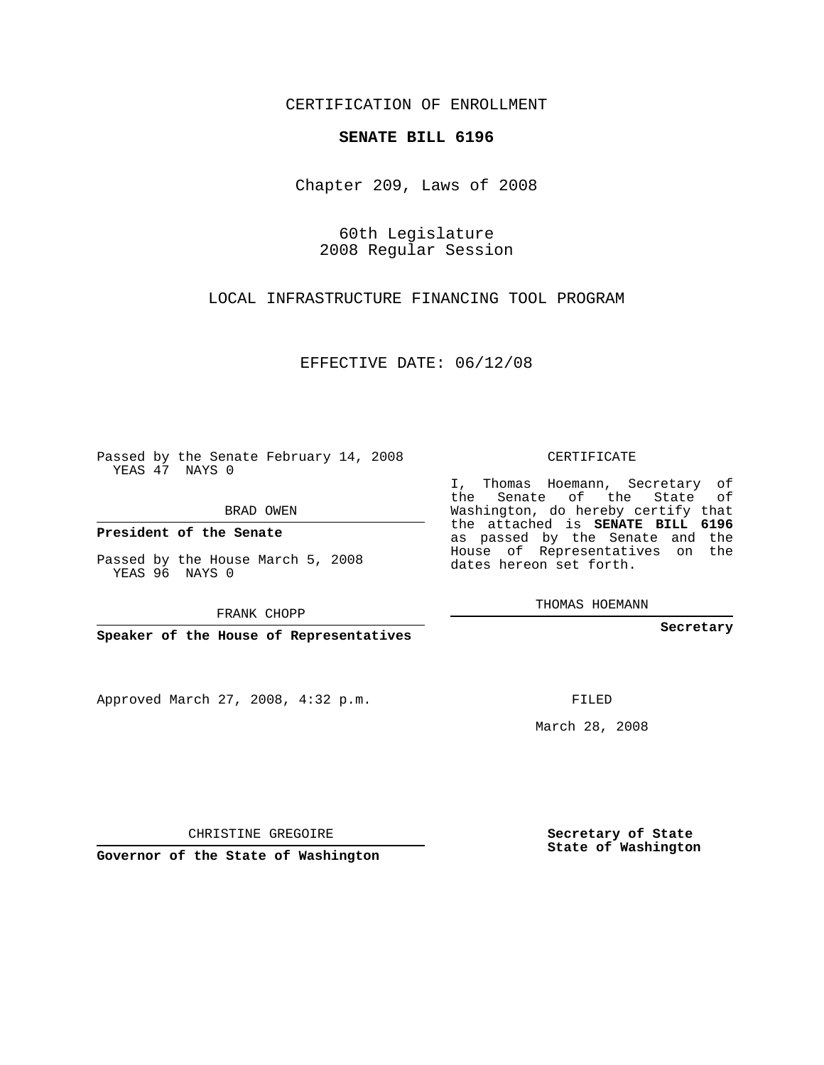CERTIFICATION OF ENROLLMENT

**SENATE BILL 6196**

Chapter 209, Laws of 2008

60th Legislature
2008 Regular Session

LOCAL INFRASTRUCTURE FINANCING TOOL PROGRAM

EFFECTIVE DATE: 06/12/08

Passed by the Senate February 14, 2008
YEAS 47 NAYS 0

BRAD OWEN

**President of the Senate**

Passed by the House March 5, 2008
YEAS 96 NAYS 0

FRANK CHOPP

**Speaker of the House of Representatives**

CERTIFICATE

I, Thomas Hoemann, Secretary of the Senate of the State of Washington, do hereby certify that the attached is **SENATE BILL 6196** as passed by the Senate and the House of Representatives on the dates hereon set forth.

THOMAS HOEMANN

**Secretary**

Approved March 27, 2008, 4:32 p.m.

FILED

March 28, 2008

CHRISTINE GREGOIRE

**Governor of the State of Washington**

**Secretary of State**
**State of Washington**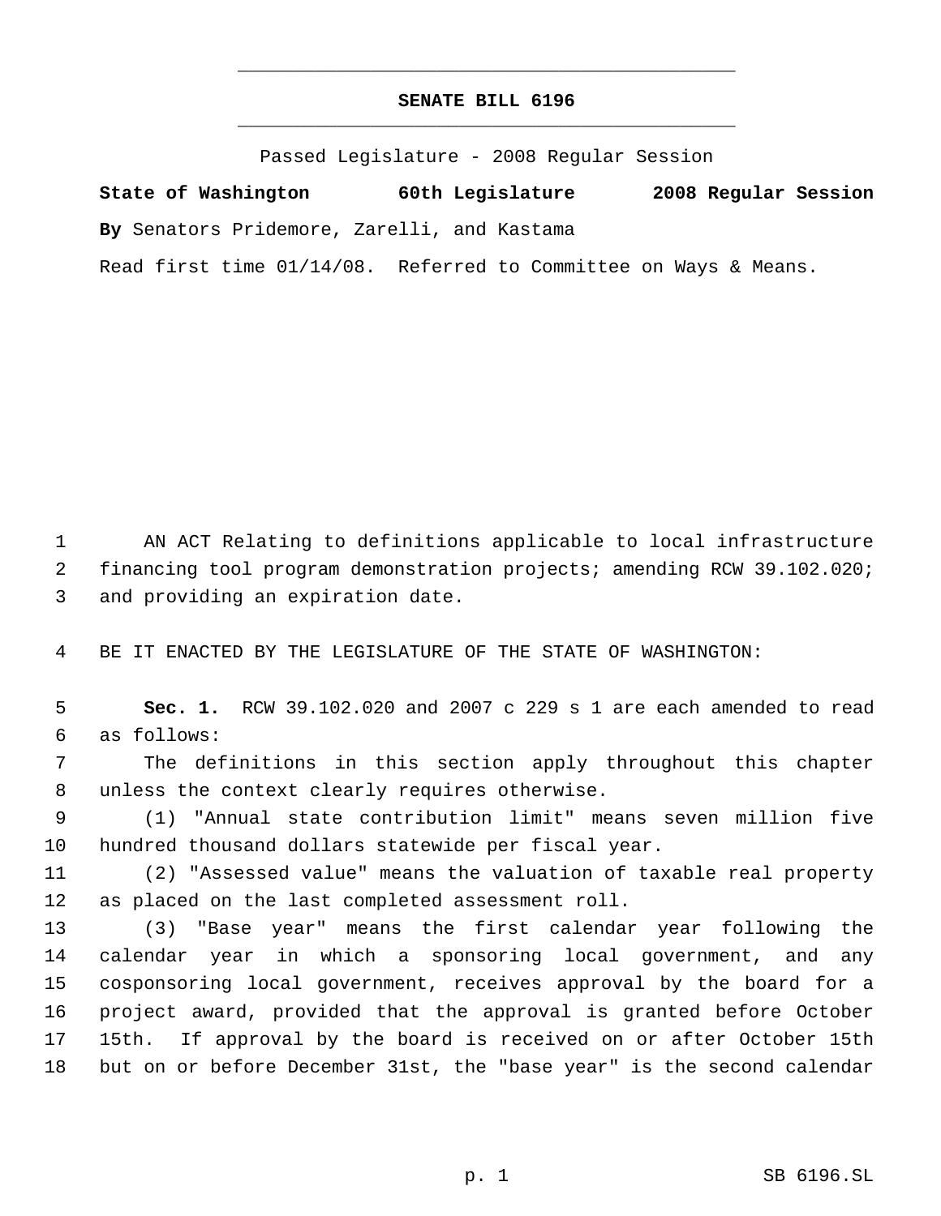# SENATE BILL 6196

Passed Legislature - 2008 Regular Session

**State of Washington 60th Legislature 2008 Regular Session**

**By** Senators Pridemore, Zarelli, and Kastama

Read first time 01/14/08. Referred to Committee on Ways & Means.

AN ACT Relating to definitions applicable to local infrastructure financing tool program demonstration projects; amending RCW 39.102.020; and providing an expiration date.

BE IT ENACTED BY THE LEGISLATURE OF THE STATE OF WASHINGTON:

**Sec. 1.** RCW 39.102.020 and 2007 c 229 s 1 are each amended to read as follows:

The definitions in this section apply throughout this chapter unless the context clearly requires otherwise.

(1) "Annual state contribution limit" means seven million five hundred thousand dollars statewide per fiscal year.

(2) "Assessed value" means the valuation of taxable real property as placed on the last completed assessment roll.

(3) "Base year" means the first calendar year following the calendar year in which a sponsoring local government, and any cosponsoring local government, receives approval by the board for a project award, provided that the approval is granted before October 15th. If approval by the board is received on or after October 15th but on or before December 31st, the "base year" is the second calendar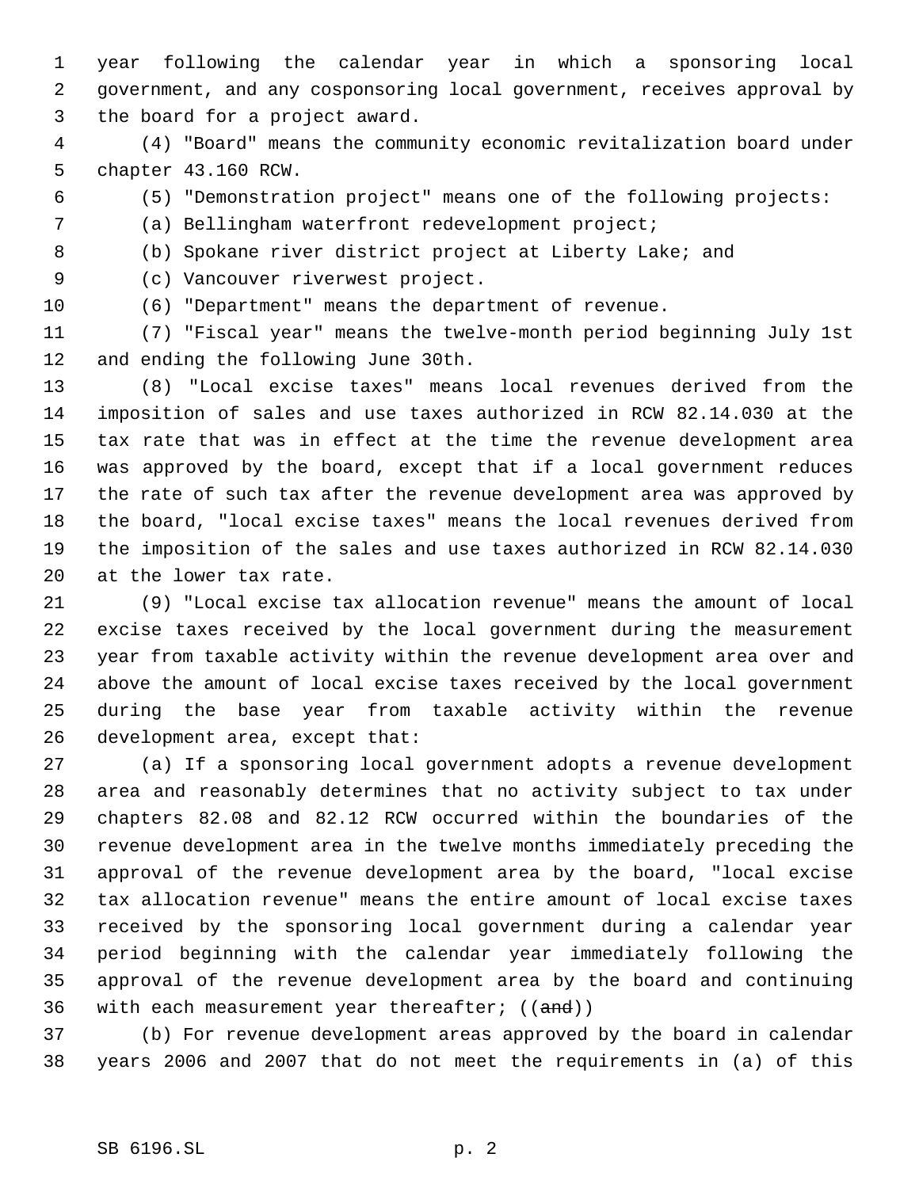year following the calendar year in which a sponsoring local government, and any cosponsoring local government, receives approval by the board for a project award.

(4) "Board" means the community economic revitalization board under chapter 43.160 RCW.

(5) "Demonstration project" means one of the following projects:

(a) Bellingham waterfront redevelopment project;

(b) Spokane river district project at Liberty Lake; and

(c) Vancouver riverwest project.

(6) "Department" means the department of revenue.

(7) "Fiscal year" means the twelve-month period beginning July 1st and ending the following June 30th.

(8) "Local excise taxes" means local revenues derived from the imposition of sales and use taxes authorized in RCW 82.14.030 at the tax rate that was in effect at the time the revenue development area was approved by the board, except that if a local government reduces the rate of such tax after the revenue development area was approved by the board, "local excise taxes" means the local revenues derived from the imposition of the sales and use taxes authorized in RCW 82.14.030 at the lower tax rate.

(9) "Local excise tax allocation revenue" means the amount of local excise taxes received by the local government during the measurement year from taxable activity within the revenue development area over and above the amount of local excise taxes received by the local government during the base year from taxable activity within the revenue development area, except that:

(a) If a sponsoring local government adopts a revenue development area and reasonably determines that no activity subject to tax under chapters 82.08 and 82.12 RCW occurred within the boundaries of the revenue development area in the twelve months immediately preceding the approval of the revenue development area by the board, "local excise tax allocation revenue" means the entire amount of local excise taxes received by the sponsoring local government during a calendar year period beginning with the calendar year immediately following the approval of the revenue development area by the board and continuing with each measurement year thereafter; ((~~and~~))

(b) For revenue development areas approved by the board in calendar years 2006 and 2007 that do not meet the requirements in (a) of this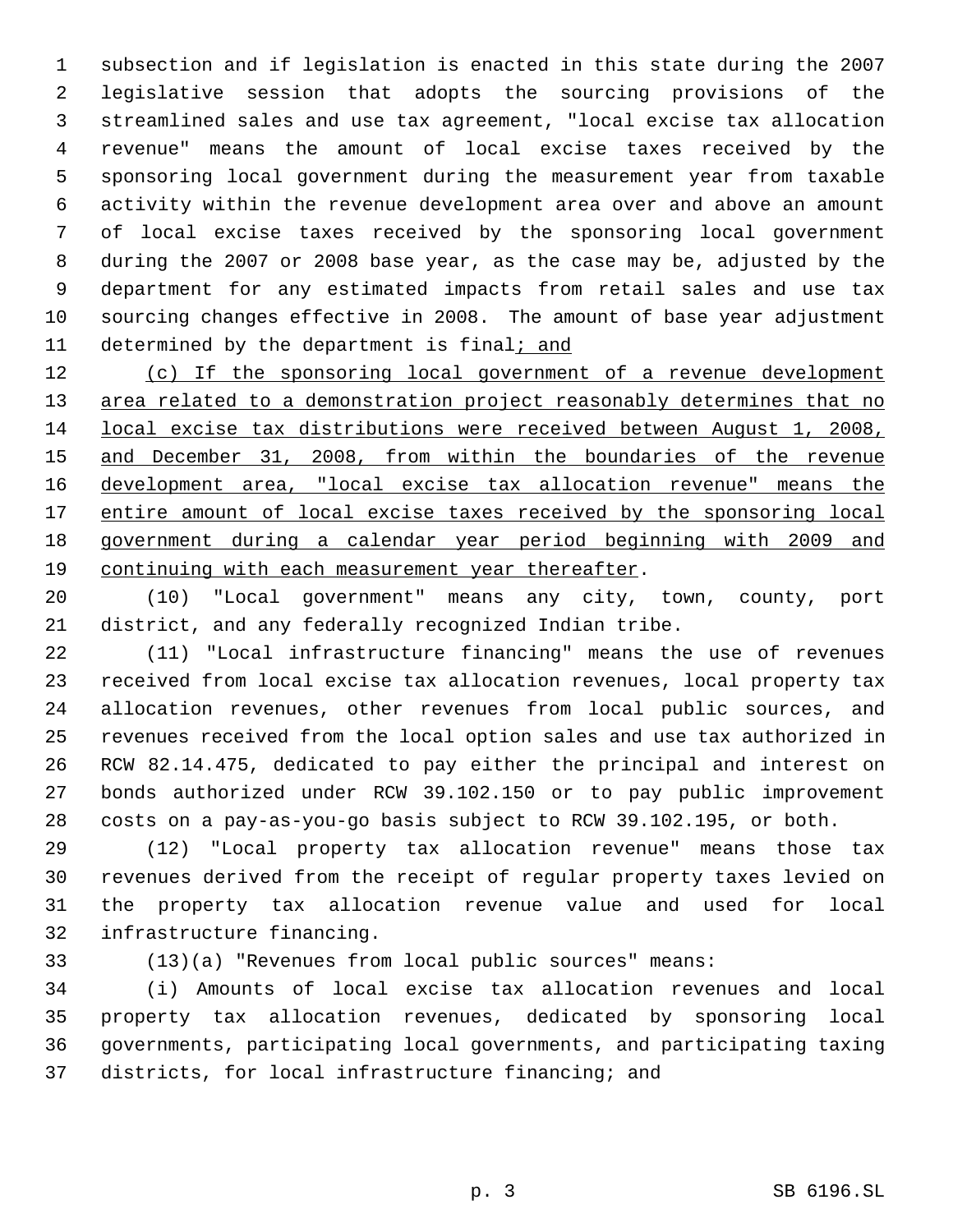subsection and if legislation is enacted in this state during the 2007 legislative session that adopts the sourcing provisions of the streamlined sales and use tax agreement, "local excise tax allocation revenue" means the amount of local excise taxes received by the sponsoring local government during the measurement year from taxable activity within the revenue development area over and above an amount of local excise taxes received by the sponsoring local government during the 2007 or 2008 base year, as the case may be, adjusted by the department for any estimated impacts from retail sales and use tax sourcing changes effective in 2008. The amount of base year adjustment determined by the department is final<u>; and</u>

<u>(c) If the sponsoring local government of a revenue development area related to a demonstration project reasonably determines that no local excise tax distributions were received between August 1, 2008, and December 31, 2008, from within the boundaries of the revenue development area, "local excise tax allocation revenue" means the entire amount of local excise taxes received by the sponsoring local government during a calendar year period beginning with 2009 and continuing with each measurement year thereafter</u>.

(10) "Local government" means any city, town, county, port district, and any federally recognized Indian tribe.

(11) "Local infrastructure financing" means the use of revenues received from local excise tax allocation revenues, local property tax allocation revenues, other revenues from local public sources, and revenues received from the local option sales and use tax authorized in RCW 82.14.475, dedicated to pay either the principal and interest on bonds authorized under RCW 39.102.150 or to pay public improvement costs on a pay-as-you-go basis subject to RCW 39.102.195, or both.

(12) "Local property tax allocation revenue" means those tax revenues derived from the receipt of regular property taxes levied on the property tax allocation revenue value and used for local infrastructure financing.

(13)(a) "Revenues from local public sources" means:

(i) Amounts of local excise tax allocation revenues and local property tax allocation revenues, dedicated by sponsoring local governments, participating local governments, and participating taxing districts, for local infrastructure financing; and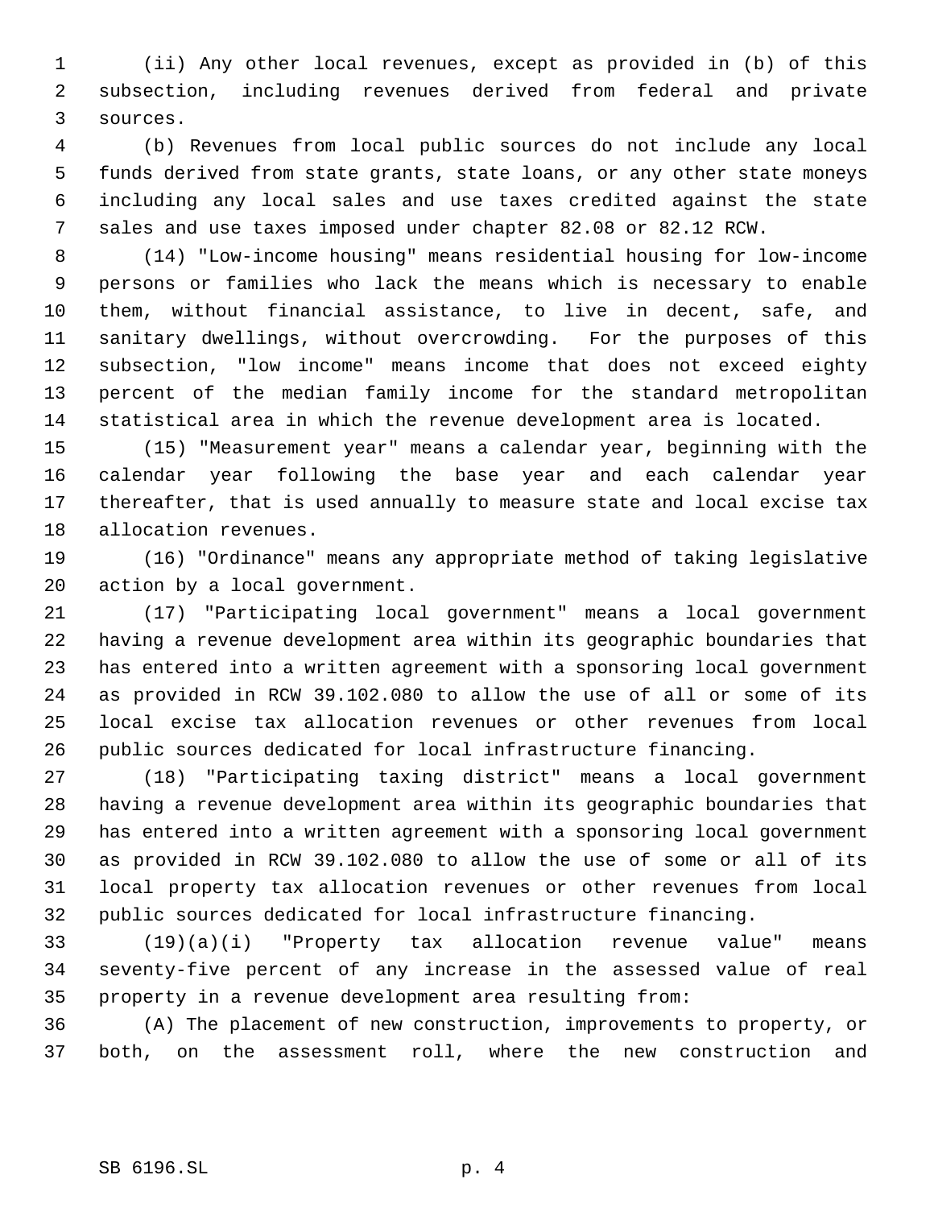(ii) Any other local revenues, except as provided in (b) of this subsection, including revenues derived from federal and private sources.

(b) Revenues from local public sources do not include any local funds derived from state grants, state loans, or any other state moneys including any local sales and use taxes credited against the state sales and use taxes imposed under chapter 82.08 or 82.12 RCW.

(14) "Low-income housing" means residential housing for low-income persons or families who lack the means which is necessary to enable them, without financial assistance, to live in decent, safe, and sanitary dwellings, without overcrowding. For the purposes of this subsection, "low income" means income that does not exceed eighty percent of the median family income for the standard metropolitan statistical area in which the revenue development area is located.

(15) "Measurement year" means a calendar year, beginning with the calendar year following the base year and each calendar year thereafter, that is used annually to measure state and local excise tax allocation revenues.

(16) "Ordinance" means any appropriate method of taking legislative action by a local government.

(17) "Participating local government" means a local government having a revenue development area within its geographic boundaries that has entered into a written agreement with a sponsoring local government as provided in RCW 39.102.080 to allow the use of all or some of its local excise tax allocation revenues or other revenues from local public sources dedicated for local infrastructure financing.

(18) "Participating taxing district" means a local government having a revenue development area within its geographic boundaries that has entered into a written agreement with a sponsoring local government as provided in RCW 39.102.080 to allow the use of some or all of its local property tax allocation revenues or other revenues from local public sources dedicated for local infrastructure financing.

(19)(a)(i) "Property tax allocation revenue value" means seventy-five percent of any increase in the assessed value of real property in a revenue development area resulting from:

(A) The placement of new construction, improvements to property, or both, on the assessment roll, where the new construction and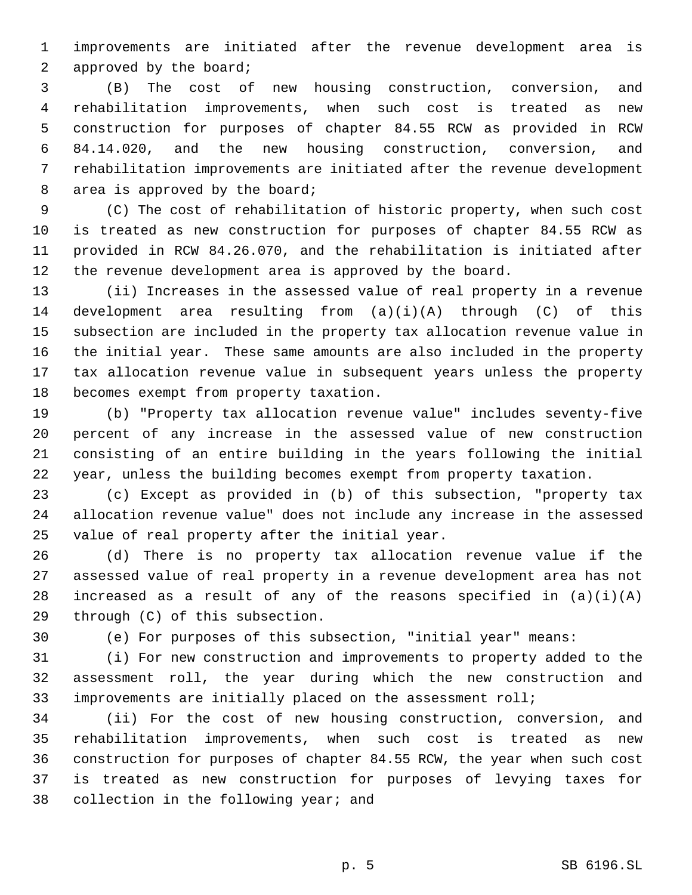improvements are initiated after the revenue development area is approved by the board;

(B) The cost of new housing construction, conversion, and rehabilitation improvements, when such cost is treated as new construction for purposes of chapter 84.55 RCW as provided in RCW 84.14.020, and the new housing construction, conversion, and rehabilitation improvements are initiated after the revenue development area is approved by the board;

(C) The cost of rehabilitation of historic property, when such cost is treated as new construction for purposes of chapter 84.55 RCW as provided in RCW 84.26.070, and the rehabilitation is initiated after the revenue development area is approved by the board.

(ii) Increases in the assessed value of real property in a revenue development area resulting from (a)(i)(A) through (C) of this subsection are included in the property tax allocation revenue value in the initial year. These same amounts are also included in the property tax allocation revenue value in subsequent years unless the property becomes exempt from property taxation.

(b) "Property tax allocation revenue value" includes seventy-five percent of any increase in the assessed value of new construction consisting of an entire building in the years following the initial year, unless the building becomes exempt from property taxation.

(c) Except as provided in (b) of this subsection, "property tax allocation revenue value" does not include any increase in the assessed value of real property after the initial year.

(d) There is no property tax allocation revenue value if the assessed value of real property in a revenue development area has not increased as a result of any of the reasons specified in (a)(i)(A) through (C) of this subsection.

(e) For purposes of this subsection, "initial year" means:

(i) For new construction and improvements to property added to the assessment roll, the year during which the new construction and improvements are initially placed on the assessment roll;

(ii) For the cost of new housing construction, conversion, and rehabilitation improvements, when such cost is treated as new construction for purposes of chapter 84.55 RCW, the year when such cost is treated as new construction for purposes of levying taxes for collection in the following year; and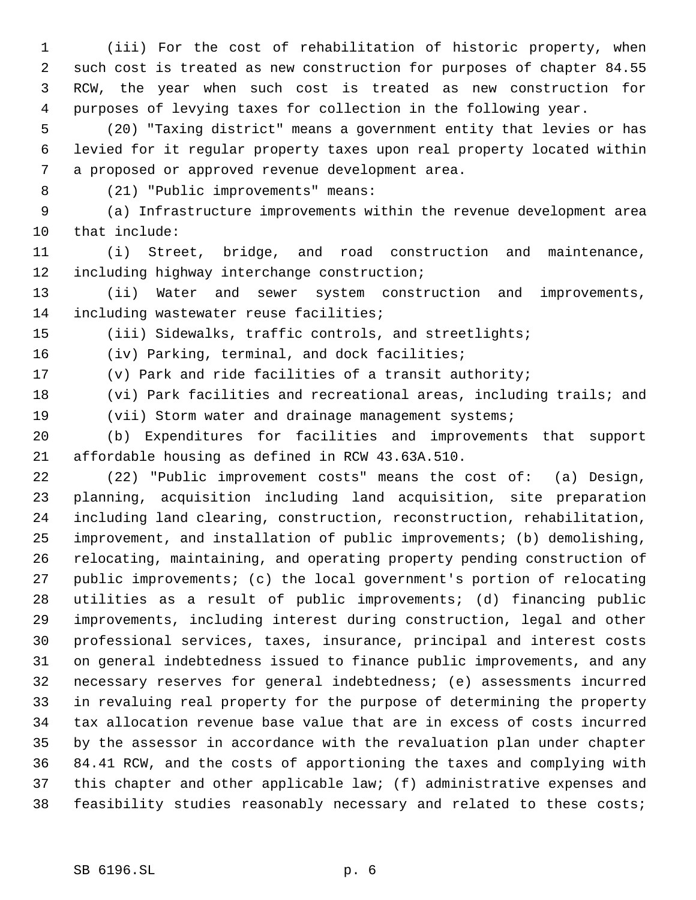(iii) For the cost of rehabilitation of historic property, when such cost is treated as new construction for purposes of chapter 84.55 RCW, the year when such cost is treated as new construction for purposes of levying taxes for collection in the following year.

(20) "Taxing district" means a government entity that levies or has levied for it regular property taxes upon real property located within a proposed or approved revenue development area.

(21) "Public improvements" means:

(a) Infrastructure improvements within the revenue development area that include:

(i) Street, bridge, and road construction and maintenance, including highway interchange construction;

(ii) Water and sewer system construction and improvements, including wastewater reuse facilities;

(iii) Sidewalks, traffic controls, and streetlights;

(iv) Parking, terminal, and dock facilities;

(v) Park and ride facilities of a transit authority;

(vi) Park facilities and recreational areas, including trails; and

(vii) Storm water and drainage management systems;

(b) Expenditures for facilities and improvements that support affordable housing as defined in RCW 43.63A.510.

(22) "Public improvement costs" means the cost of: (a) Design, planning, acquisition including land acquisition, site preparation including land clearing, construction, reconstruction, rehabilitation, improvement, and installation of public improvements; (b) demolishing, relocating, maintaining, and operating property pending construction of public improvements; (c) the local government's portion of relocating utilities as a result of public improvements; (d) financing public improvements, including interest during construction, legal and other professional services, taxes, insurance, principal and interest costs on general indebtedness issued to finance public improvements, and any necessary reserves for general indebtedness; (e) assessments incurred in revaluing real property for the purpose of determining the property tax allocation revenue base value that are in excess of costs incurred by the assessor in accordance with the revaluation plan under chapter 84.41 RCW, and the costs of apportioning the taxes and complying with this chapter and other applicable law; (f) administrative expenses and feasibility studies reasonably necessary and related to these costs;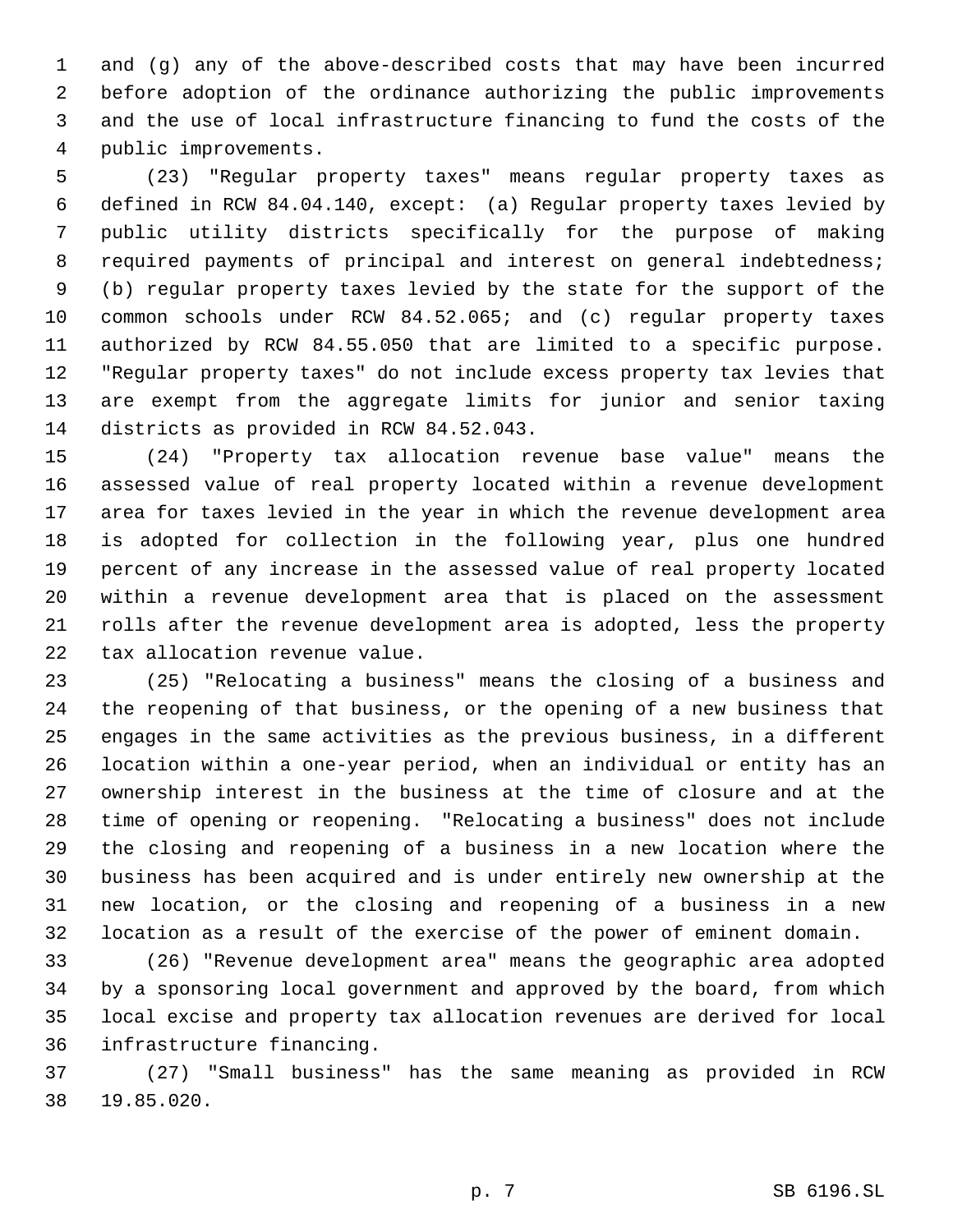and (g) any of the above-described costs that may have been incurred before adoption of the ordinance authorizing the public improvements and the use of local infrastructure financing to fund the costs of the public improvements.

(23) "Regular property taxes" means regular property taxes as defined in RCW 84.04.140, except: (a) Regular property taxes levied by public utility districts specifically for the purpose of making required payments of principal and interest on general indebtedness; (b) regular property taxes levied by the state for the support of the common schools under RCW 84.52.065; and (c) regular property taxes authorized by RCW 84.55.050 that are limited to a specific purpose. "Regular property taxes" do not include excess property tax levies that are exempt from the aggregate limits for junior and senior taxing districts as provided in RCW 84.52.043.

(24) "Property tax allocation revenue base value" means the assessed value of real property located within a revenue development area for taxes levied in the year in which the revenue development area is adopted for collection in the following year, plus one hundred percent of any increase in the assessed value of real property located within a revenue development area that is placed on the assessment rolls after the revenue development area is adopted, less the property tax allocation revenue value.

(25) "Relocating a business" means the closing of a business and the reopening of that business, or the opening of a new business that engages in the same activities as the previous business, in a different location within a one-year period, when an individual or entity has an ownership interest in the business at the time of closure and at the time of opening or reopening. "Relocating a business" does not include the closing and reopening of a business in a new location where the business has been acquired and is under entirely new ownership at the new location, or the closing and reopening of a business in a new location as a result of the exercise of the power of eminent domain.

(26) "Revenue development area" means the geographic area adopted by a sponsoring local government and approved by the board, from which local excise and property tax allocation revenues are derived for local infrastructure financing.

(27) "Small business" has the same meaning as provided in RCW 19.85.020.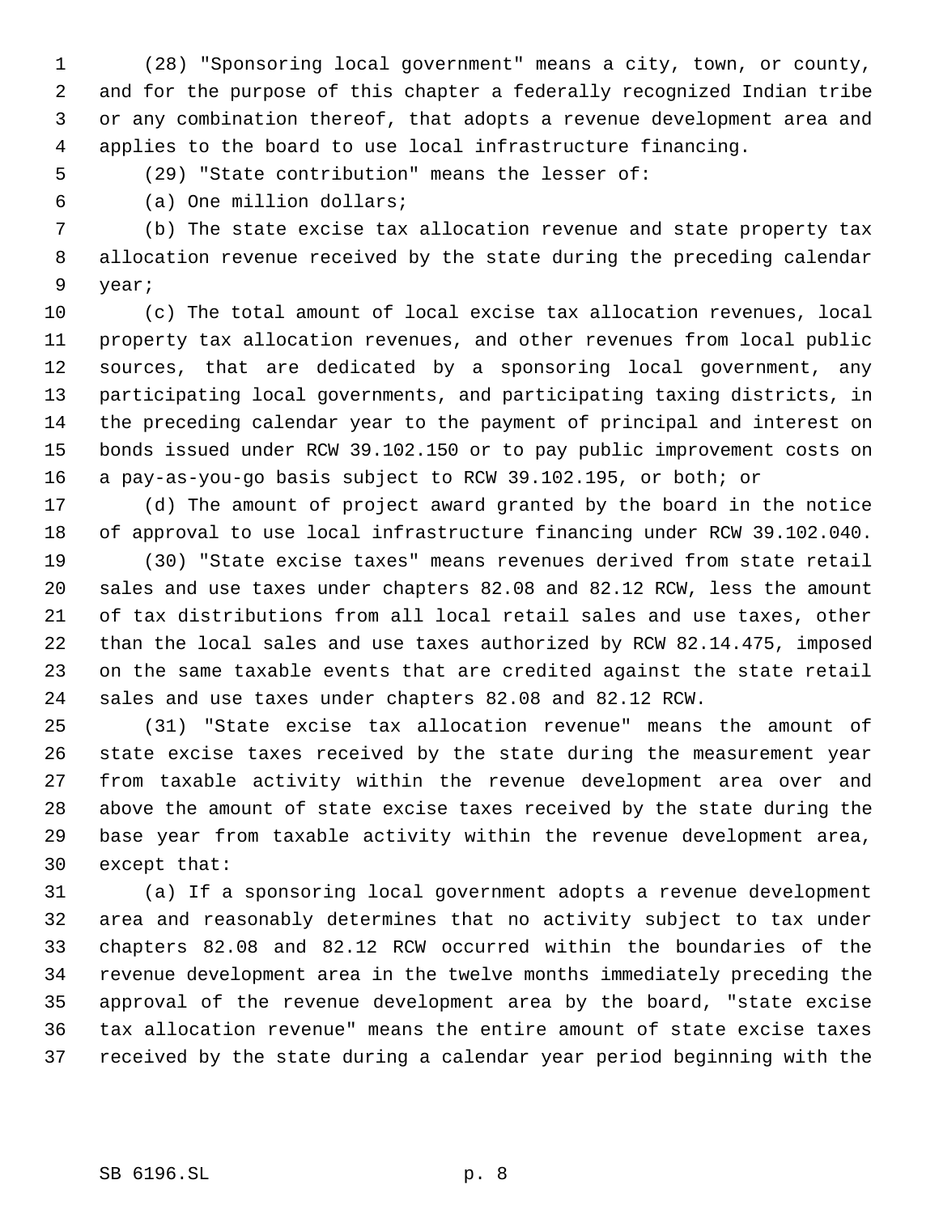(28) "Sponsoring local government" means a city, town, or county, and for the purpose of this chapter a federally recognized Indian tribe or any combination thereof, that adopts a revenue development area and applies to the board to use local infrastructure financing.

(29) "State contribution" means the lesser of:

(a) One million dollars;

(b) The state excise tax allocation revenue and state property tax allocation revenue received by the state during the preceding calendar year;

(c) The total amount of local excise tax allocation revenues, local property tax allocation revenues, and other revenues from local public sources, that are dedicated by a sponsoring local government, any participating local governments, and participating taxing districts, in the preceding calendar year to the payment of principal and interest on bonds issued under RCW 39.102.150 or to pay public improvement costs on a pay-as-you-go basis subject to RCW 39.102.195, or both; or

(d) The amount of project award granted by the board in the notice of approval to use local infrastructure financing under RCW 39.102.040.

(30) "State excise taxes" means revenues derived from state retail sales and use taxes under chapters 82.08 and 82.12 RCW, less the amount of tax distributions from all local retail sales and use taxes, other than the local sales and use taxes authorized by RCW 82.14.475, imposed on the same taxable events that are credited against the state retail sales and use taxes under chapters 82.08 and 82.12 RCW.

(31) "State excise tax allocation revenue" means the amount of state excise taxes received by the state during the measurement year from taxable activity within the revenue development area over and above the amount of state excise taxes received by the state during the base year from taxable activity within the revenue development area, except that:

(a) If a sponsoring local government adopts a revenue development area and reasonably determines that no activity subject to tax under chapters 82.08 and 82.12 RCW occurred within the boundaries of the revenue development area in the twelve months immediately preceding the approval of the revenue development area by the board, "state excise tax allocation revenue" means the entire amount of state excise taxes received by the state during a calendar year period beginning with the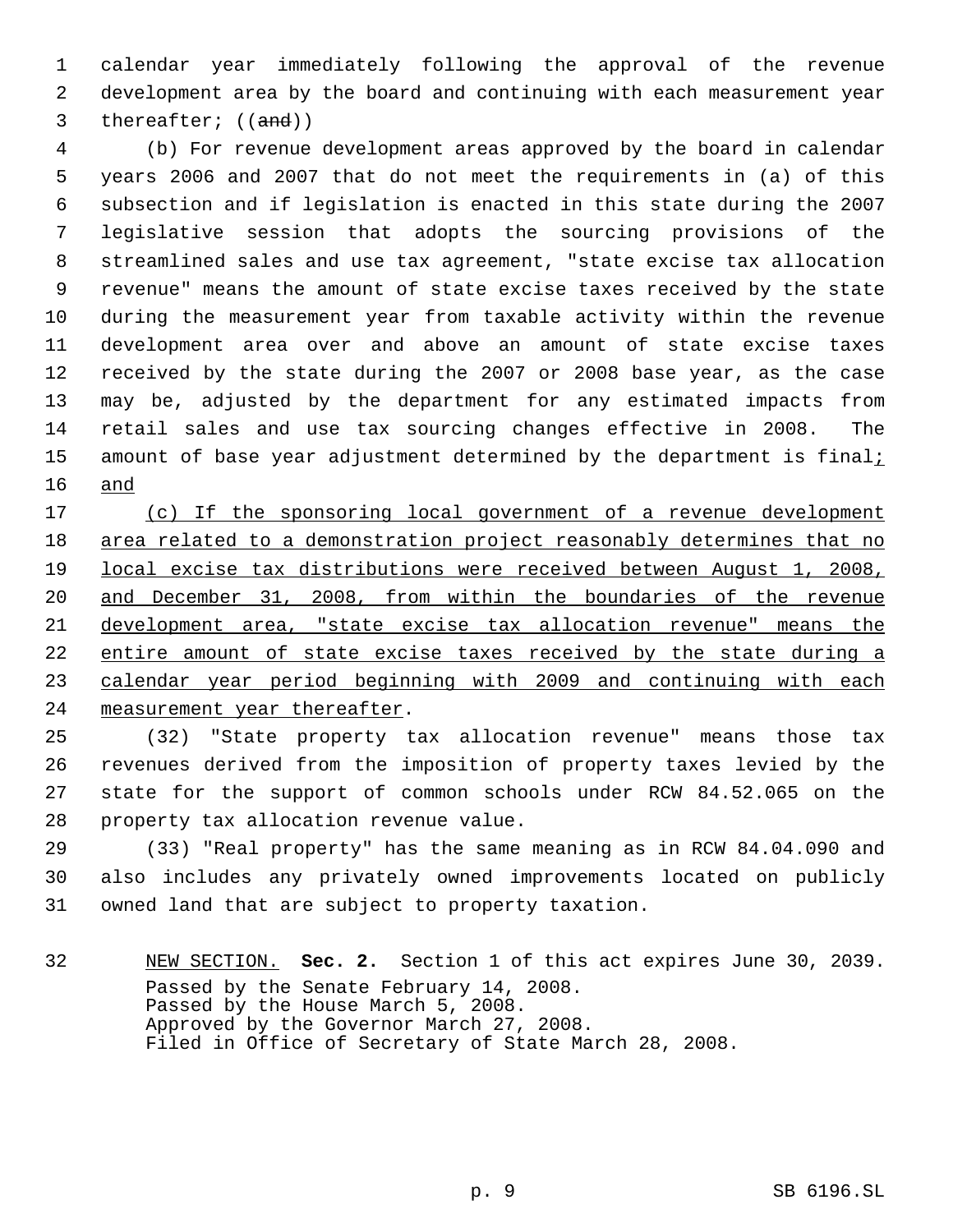calendar year immediately following the approval of the revenue development area by the board and continuing with each measurement year thereafter; ((~~and~~))

(b) For revenue development areas approved by the board in calendar years 2006 and 2007 that do not meet the requirements in (a) of this subsection and if legislation is enacted in this state during the 2007 legislative session that adopts the sourcing provisions of the streamlined sales and use tax agreement, "state excise tax allocation revenue" means the amount of state excise taxes received by the state during the measurement year from taxable activity within the revenue development area over and above an amount of state excise taxes received by the state during the 2007 or 2008 base year, as the case may be, adjusted by the department for any estimated impacts from retail sales and use tax sourcing changes effective in 2008. The amount of base year adjustment determined by the department is final<u>; and</u>

<u>(c) If the sponsoring local government of a revenue development area related to a demonstration project reasonably determines that no local excise tax distributions were received between August 1, 2008, and December 31, 2008, from within the boundaries of the revenue development area, "state excise tax allocation revenue" means the entire amount of state excise taxes received by the state during a calendar year period beginning with 2009 and continuing with each measurement year thereafter</u>.

(32) "State property tax allocation revenue" means those tax revenues derived from the imposition of property taxes levied by the state for the support of common schools under RCW 84.52.065 on the property tax allocation revenue value.

(33) "Real property" has the same meaning as in RCW 84.04.090 and also includes any privately owned improvements located on publicly owned land that are subject to property taxation.

<u>NEW SECTION.</u> **Sec. 2.** Section 1 of this act expires June 30, 2039.

Passed by the Senate February 14, 2008.
Passed by the House March 5, 2008.
Approved by the Governor March 27, 2008.
Filed in Office of Secretary of State March 28, 2008.